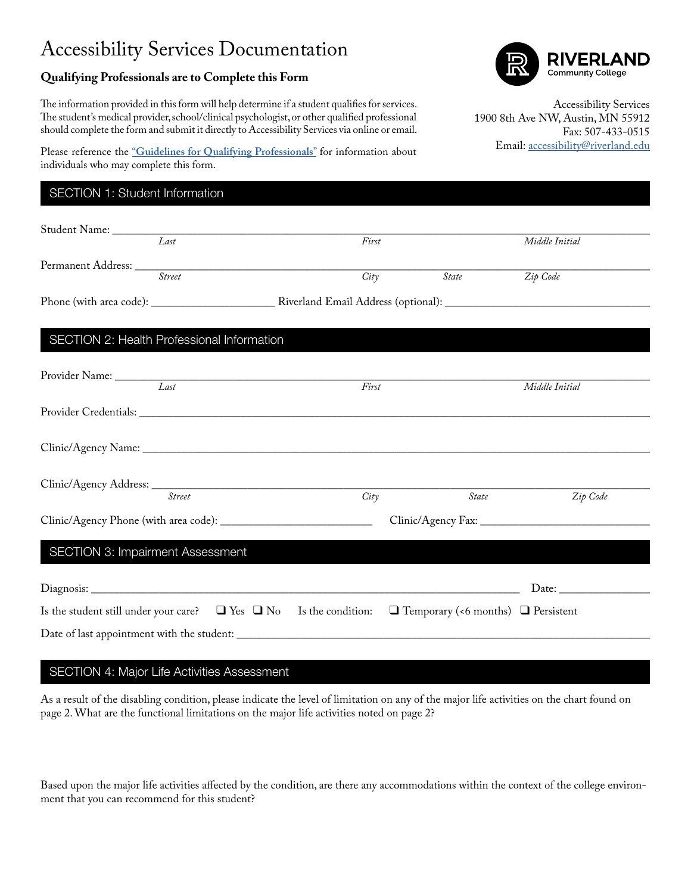# Accessibility Services Documentation

**Qualifying Professionals are to Complete this Form**

The information provided in this form will help determine if a student qualifies for services. The student's medical provider, school/clinical psychologist, or other qualified professional should complete the form and submit it directly to Accessibility Services via online or email.

Please reference the **"Guidelines for Qualifying Professionals"** for information about individuals who may complete this form.

RIVERLAND Community College

Accessibility Services
1900 8th Ave NW, Austin, MN 55912
Fax: 507-433-0515
Email: accessibility@riverland.edu

## SECTION 1: Student Information

Student Name: ______________________________________________________________
*Last* *First* *Middle Initial*

Permanent Address: __________________________________________________________
*Street* *City* *State* *Zip Code*

Phone (with area code): ____________________ Riverland Email Address (optional): ________________________________

## SECTION 2: Health Professional Information

Provider Name: ______________________________________________________________
*Last* *First* *Middle Initial*

Provider Credentials: _________________________________________________________

Clinic/Agency Name: __________________________________________________________

Clinic/Agency Address: _______________________________________________________
*Street* *City* *State* *Zip Code*

Clinic/Agency Phone (with area code): ________________________ Clinic/Agency Fax: ___________________________

## SECTION 3: Impairment Assessment

Diagnosis: _______________________________________________________________ Date: _______________

Is the student still under your care? ❑ Yes ❑ No Is the condition: ❑ Temporary (<6 months) ❑ Persistent

Date of last appointment with the student: ___________________________________________

## SECTION 4: Major Life Activities Assessment

As a result of the disabling condition, please indicate the level of limitation on any of the major life activities on the chart found on page 2. What are the functional limitations on the major life activities noted on page 2?

Based upon the major life activities affected by the condition, are there any accommodations within the context of the college environment that you can recommend for this student?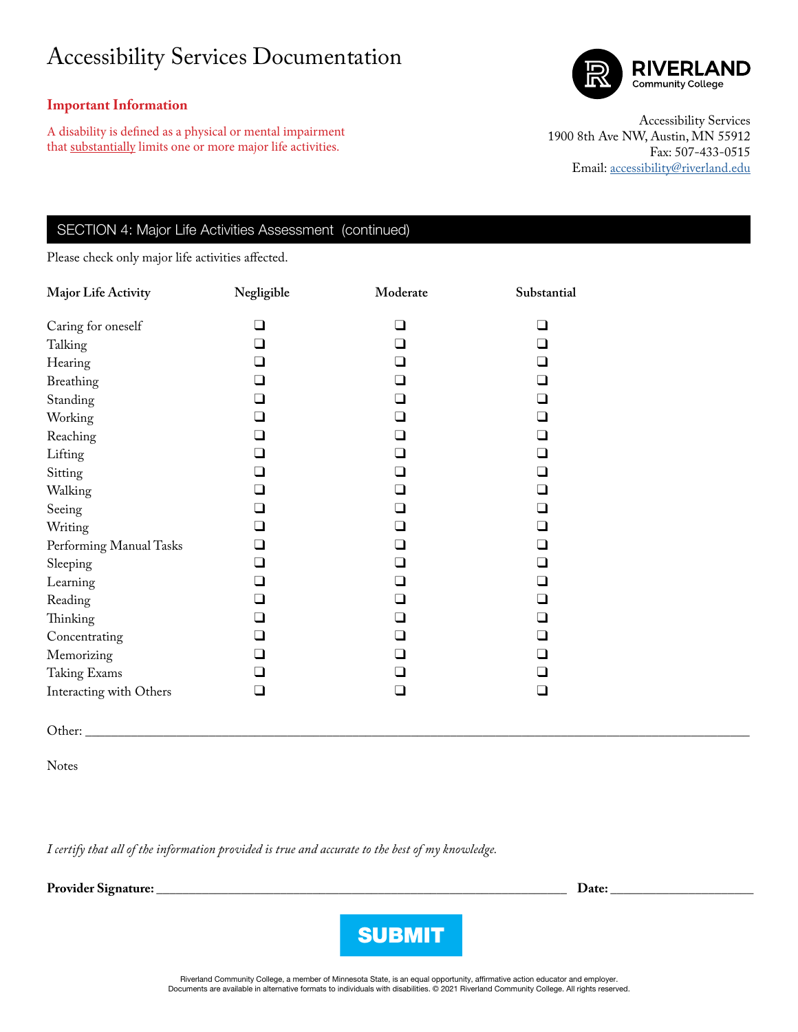# Accessibility Services Documentation

**Important Information**

A disability is defined as a physical or mental impairment that substantially limits one or more major life activities.

Accessibility Services
1900 8th Ave NW, Austin, MN 55912
Fax: 507-433-0515
Email: accessibility@riverland.edu

## SECTION 4: Major Life Activities Assessment (continued)

Please check only major life activities affected.

| Major Life Activity | Negligible | Moderate | Substantial |
| --- | --- | --- | --- |
| Caring for oneself | ❑ | ❑ | ❑ |
| Talking | ❑ | ❑ | ❑ |
| Hearing | ❑ | ❑ | ❑ |
| Breathing | ❑ | ❑ | ❑ |
| Standing | ❑ | ❑ | ❑ |
| Working | ❑ | ❑ | ❑ |
| Reaching | ❑ | ❑ | ❑ |
| Lifting | ❑ | ❑ | ❑ |
| Sitting | ❑ | ❑ | ❑ |
| Walking | ❑ | ❑ | ❑ |
| Seeing | ❑ | ❑ | ❑ |
| Writing | ❑ | ❑ | ❑ |
| Performing Manual Tasks | ❑ | ❑ | ❑ |
| Sleeping | ❑ | ❑ | ❑ |
| Learning | ❑ | ❑ | ❑ |
| Reading | ❑ | ❑ | ❑ |
| Thinking | ❑ | ❑ | ❑ |
| Concentrating | ❑ | ❑ | ❑ |
| Memorizing | ❑ | ❑ | ❑ |
| Taking Exams | ❑ | ❑ | ❑ |
| Interacting with Others | ❑ | ❑ | ❑ |

Other: ______________________________________________________________________

Notes

*I certify that all of the information provided is true and accurate to the best of my knowledge.*

**Provider Signature:** ____________________________________________ **Date:** ________________

SUBMIT

Riverland Community College, a member of Minnesota State, is an equal opportunity, affirmative action educator and employer.
Documents are available in alternative formats to individuals with disabilities. © 2021 Riverland Community College. All rights reserved.